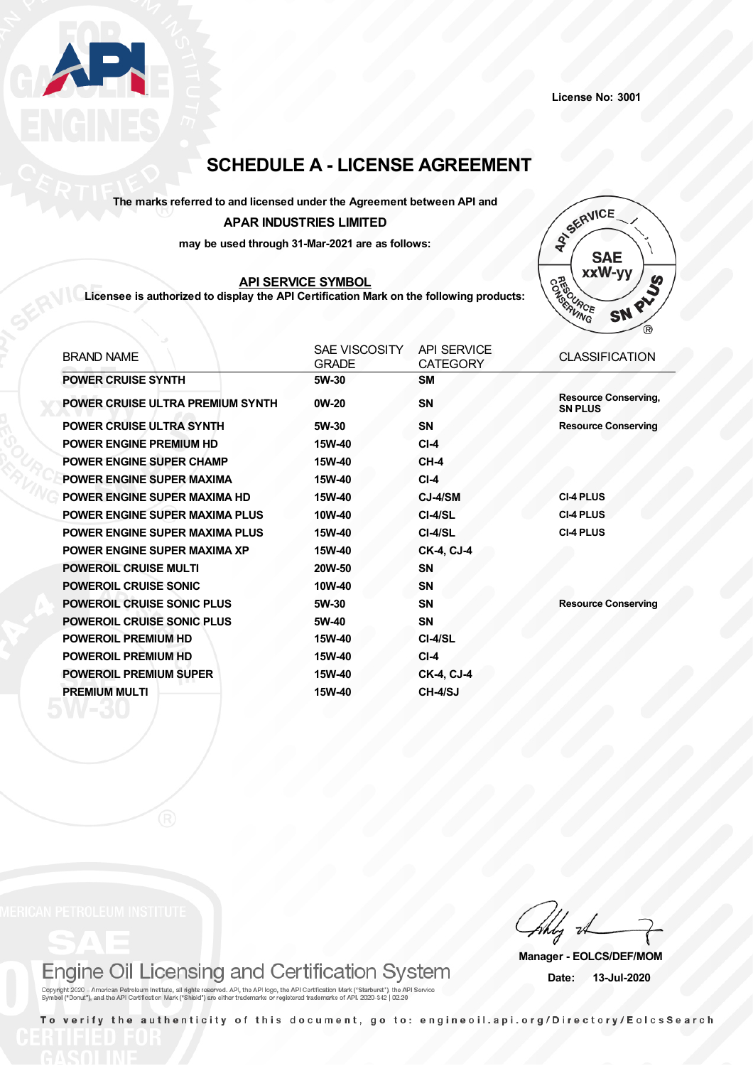License No: 3001

# SCHEDULE A - LICENSE AGREEMENT

**The marks referred to and licensed under the Agreement between API and**

**APAR INDUSTRIES LIMITED**

**may be used through 31-Mar-2021 are as follows:**

**API SERVICE SYMBOL**

**Licensee is authorized to display the API Certification Mark on the following products:**

| BRAND NAME | SAE VISCOSITY GRADE | API SERVICE CATEGORY | CLASSIFICATION |
|---|---|---|---|
| POWER CRUISE SYNTH | 5W-30 | SM | |
| POWER CRUISE ULTRA PREMIUM SYNTH | 0W-20 | SN | Resource Conserving, SN PLUS |
| POWER CRUISE ULTRA SYNTH | 5W-30 | SN | Resource Conserving |
| POWER ENGINE PREMIUM HD | 15W-40 | CI-4 | |
| POWER ENGINE SUPER CHAMP | 15W-40 | CH-4 | |
| POWER ENGINE SUPER MAXIMA | 15W-40 | CI-4 | |
| POWER ENGINE SUPER MAXIMA HD | 15W-40 | CJ-4/SM | CI-4 PLUS |
| POWER ENGINE SUPER MAXIMA PLUS | 10W-40 | CI-4/SL | CI-4 PLUS |
| POWER ENGINE SUPER MAXIMA PLUS | 15W-40 | CI-4/SL | CI-4 PLUS |
| POWER ENGINE SUPER MAXIMA XP | 15W-40 | CK-4, CJ-4 | |
| POWEROIL CRUISE MULTI | 20W-50 | SN | |
| POWEROIL CRUISE SONIC | 10W-40 | SN | |
| POWEROIL CRUISE SONIC PLUS | 5W-30 | SN | Resource Conserving |
| POWEROIL CRUISE SONIC PLUS | 5W-40 | SN | |
| POWEROIL PREMIUM HD | 15W-40 | CI-4/SL | |
| POWEROIL PREMIUM HD | 15W-40 | CI-4 | |
| POWEROIL PREMIUM SUPER | 15W-40 | CK-4, CJ-4 | |
| PREMIUM MULTI | 15W-40 | CH-4/SJ | |

Manager - EOLCS/DEF/MOM

Date: 13-Jul-2020

Engine Oil Licensing and Certification System

Copyright 2020 – American Petroleum Institute, all rights reserved. API, the API logo, the API Certification Mark ("Starburst"), the API Service Symbol ("Donut"), and the API Certification Mark ("Shield") are either trademarks or registered trademarks of API. 2020-342 | 02.20

To verify the authenticity of this document, go to: engineoil.api.org/Directory/EolcsSearch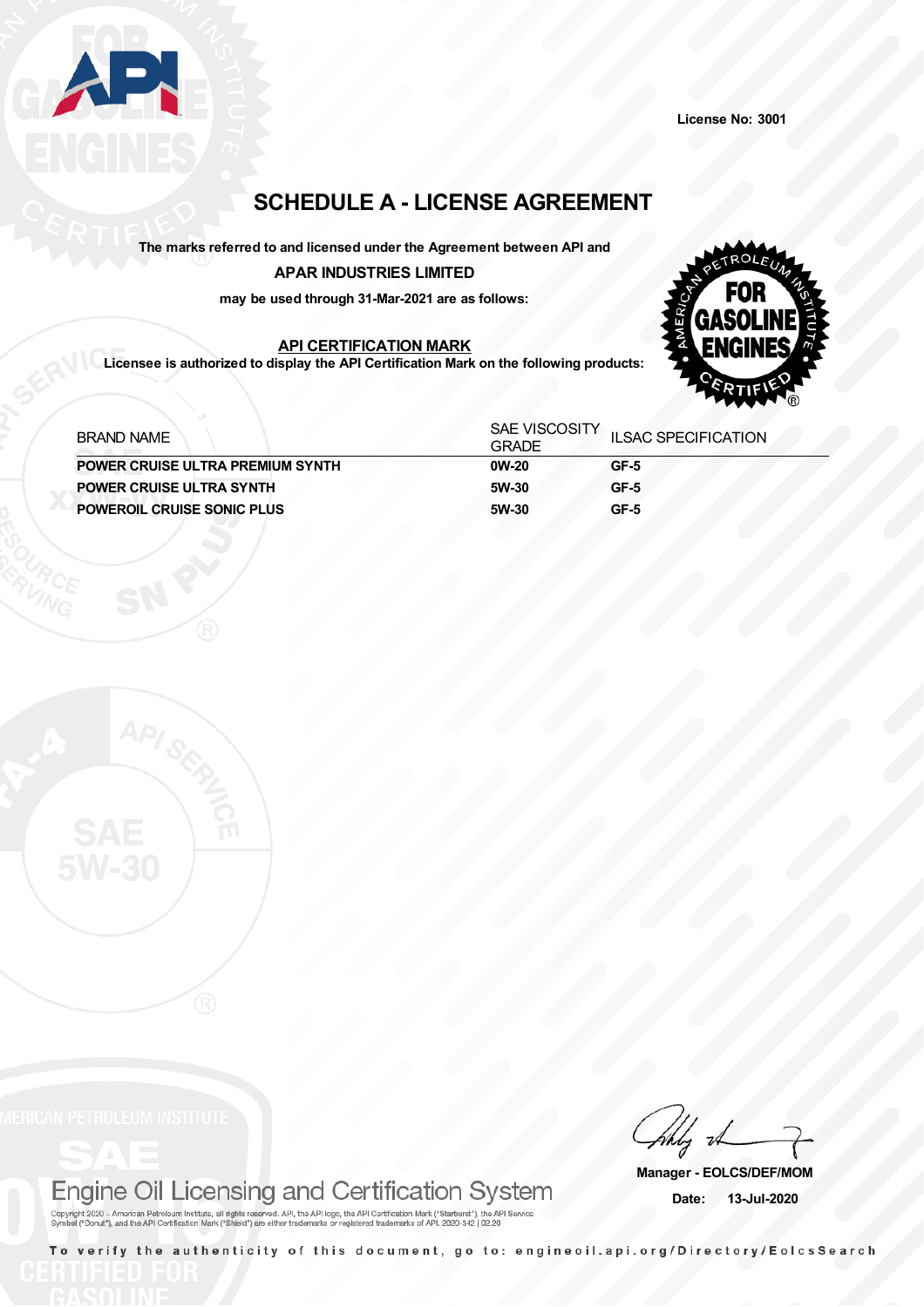License No: 3001

# SCHEDULE A - LICENSE AGREEMENT

**The marks referred to and licensed under the Agreement between API and**

**APAR INDUSTRIES LIMITED**

**may be used through 31-Mar-2021 are as follows:**

## API CERTIFICATION MARK

**Licensee is authorized to display the API Certification Mark on the following products:**

| BRAND NAME | SAE VISCOSITY GRADE | ILSAC SPECIFICATION |
|---|---|---|
| **POWER CRUISE ULTRA PREMIUM SYNTH** | **0W-20** | **GF-5** |
| **POWER CRUISE ULTRA SYNTH** | **5W-30** | **GF-5** |
| **POWEROIL CRUISE SONIC PLUS** | **5W-30** | **GF-5** |

**Manager - EOLCS/DEF/MOM**

**Date: 13-Jul-2020**

Engine Oil Licensing and Certification System

Copyright 2020 – American Petroleum Institute, all rights reserved. API, the API logo, the API Certification Mark ("Starburst"), the API Service Symbol ("Donut"), and the API Certification Mark ("Shield") are either trademarks or registered trademarks of API. 2020-342 | 02.20

To verify the authenticity of this document, go to: engineoil.api.org/Directory/EolcsSearch